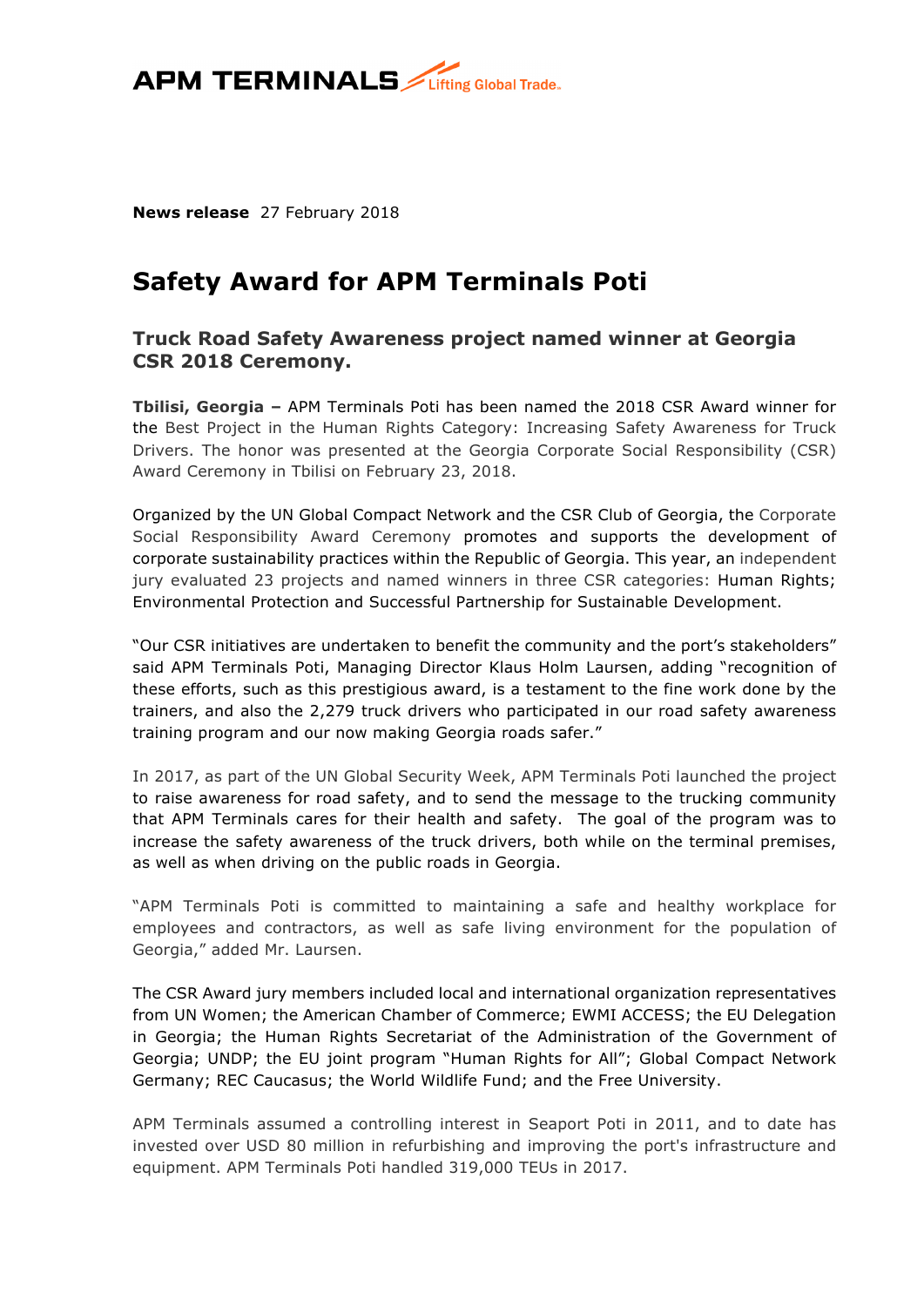APM TERMINALS Lifting Global Trade.

**News release** 27 February 2018

# Safety Award for APM Terminals Poti

## Truck Road Safety Awareness project named winner at Georgia CSR 2018 Ceremony.

**Tbilisi, Georgia –** APM Terminals Poti has been named the 2018 CSR Award winner for the Best Project in the Human Rights Category: Increasing Safety Awareness for Truck Drivers. The honor was presented at the Georgia Corporate Social Responsibility (CSR) Award Ceremony in Tbilisi on February 23, 2018.

Organized by the UN Global Compact Network and the CSR Club of Georgia, the Corporate Social Responsibility Award Ceremony promotes and supports the development of corporate sustainability practices within the Republic of Georgia. This year, an independent jury evaluated 23 projects and named winners in three CSR categories: Human Rights; Environmental Protection and Successful Partnership for Sustainable Development.

"Our CSR initiatives are undertaken to benefit the community and the port's stakeholders" said APM Terminals Poti, Managing Director Klaus Holm Laursen, adding "recognition of these efforts, such as this prestigious award, is a testament to the fine work done by the trainers, and also the 2,279 truck drivers who participated in our road safety awareness training program and our now making Georgia roads safer."

In 2017, as part of the UN Global Security Week, APM Terminals Poti launched the project to raise awareness for road safety, and to send the message to the trucking community that APM Terminals cares for their health and safety. The goal of the program was to increase the safety awareness of the truck drivers, both while on the terminal premises, as well as when driving on the public roads in Georgia.

"APM Terminals Poti is committed to maintaining a safe and healthy workplace for employees and contractors, as well as safe living environment for the population of Georgia," added Mr. Laursen.

The CSR Award jury members included local and international organization representatives from UN Women; the American Chamber of Commerce; EWMI ACCESS; the EU Delegation in Georgia; the Human Rights Secretariat of the Administration of the Government of Georgia; UNDP; the EU joint program "Human Rights for All"; Global Compact Network Germany; REC Caucasus; the World Wildlife Fund; and the Free University.

APM Terminals assumed a controlling interest in Seaport Poti in 2011, and to date has invested over USD 80 million in refurbishing and improving the port's infrastructure and equipment. APM Terminals Poti handled 319,000 TEUs in 2017.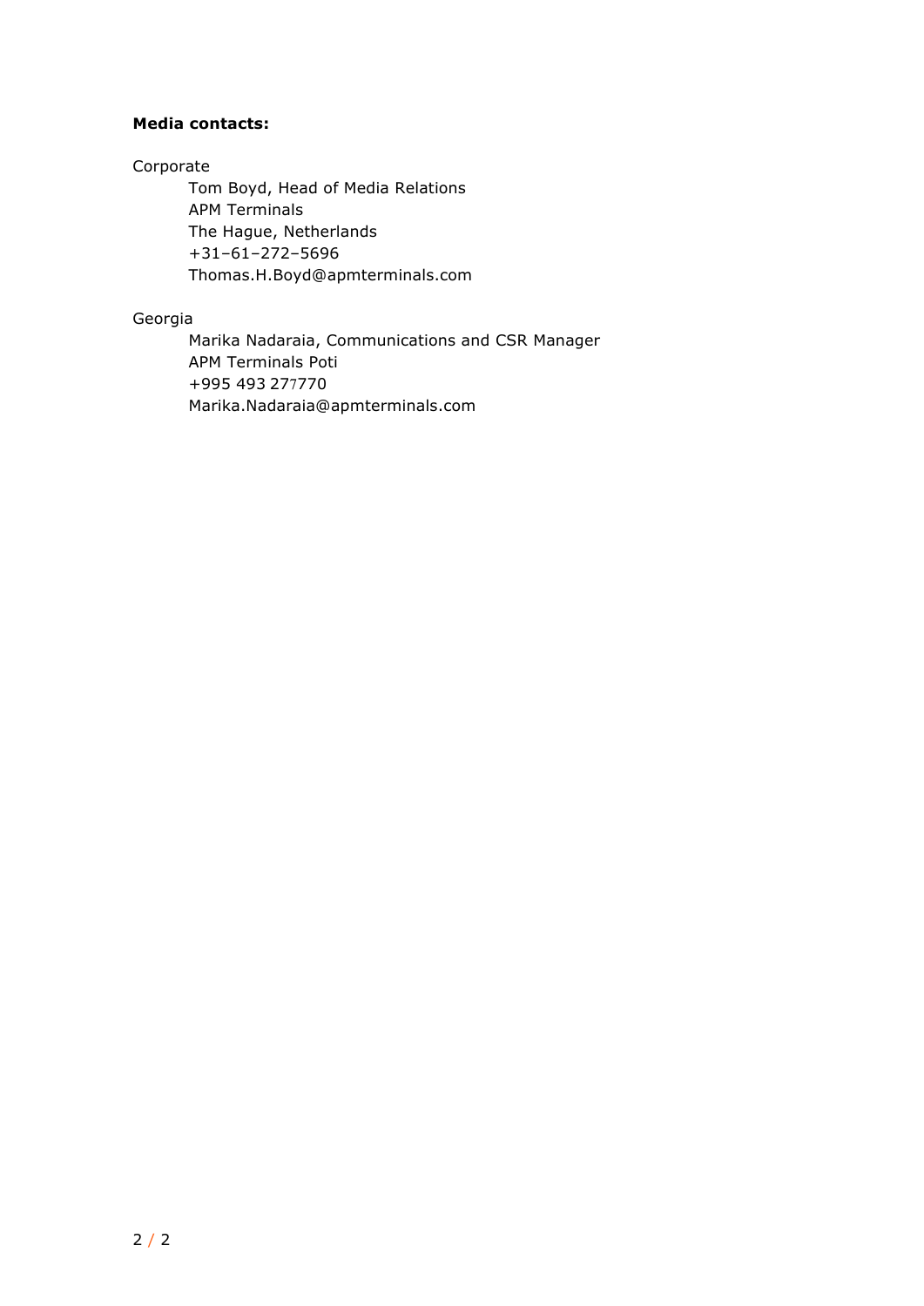**Media contacts:**

Corporate

Tom Boyd, Head of Media Relations
APM Terminals
The Hague, Netherlands
+31–61–272–5696
Thomas.H.Boyd@apmterminals.com

Georgia

Marika Nadaraia, Communications and CSR Manager
APM Terminals Poti
+995 493 277770
Marika.Nadaraia@apmterminals.com